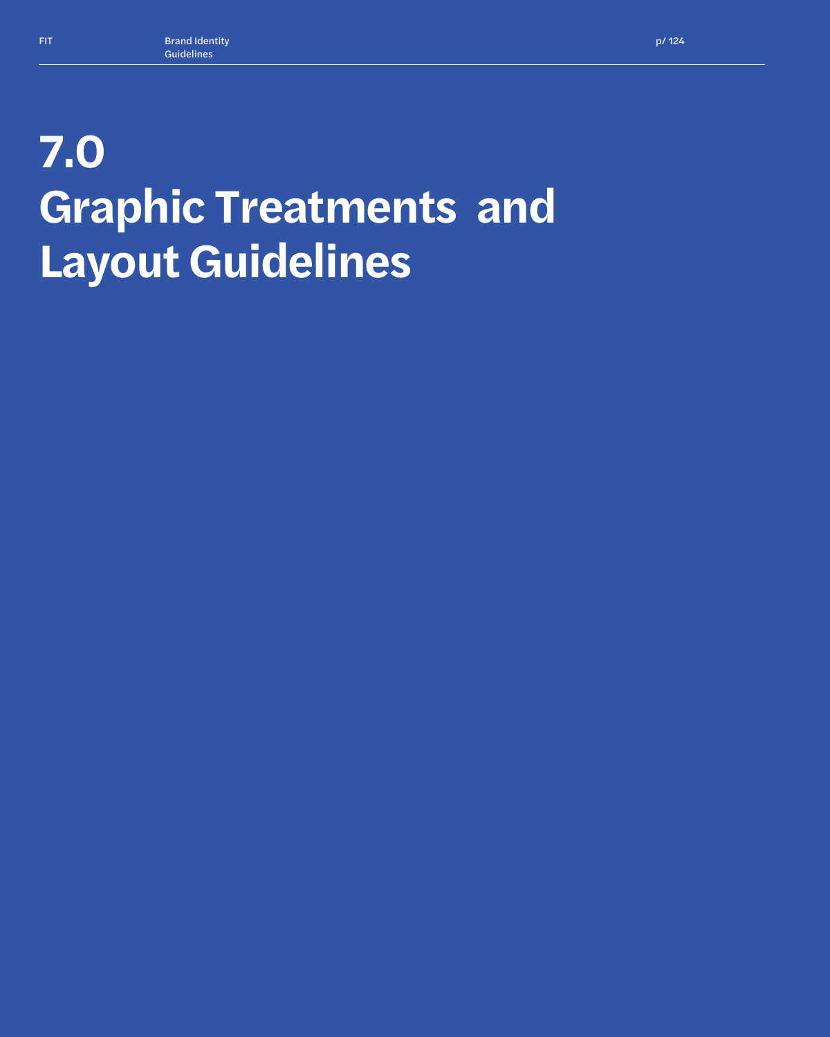# 7.0
# Graphic Treatments and Layout Guidelines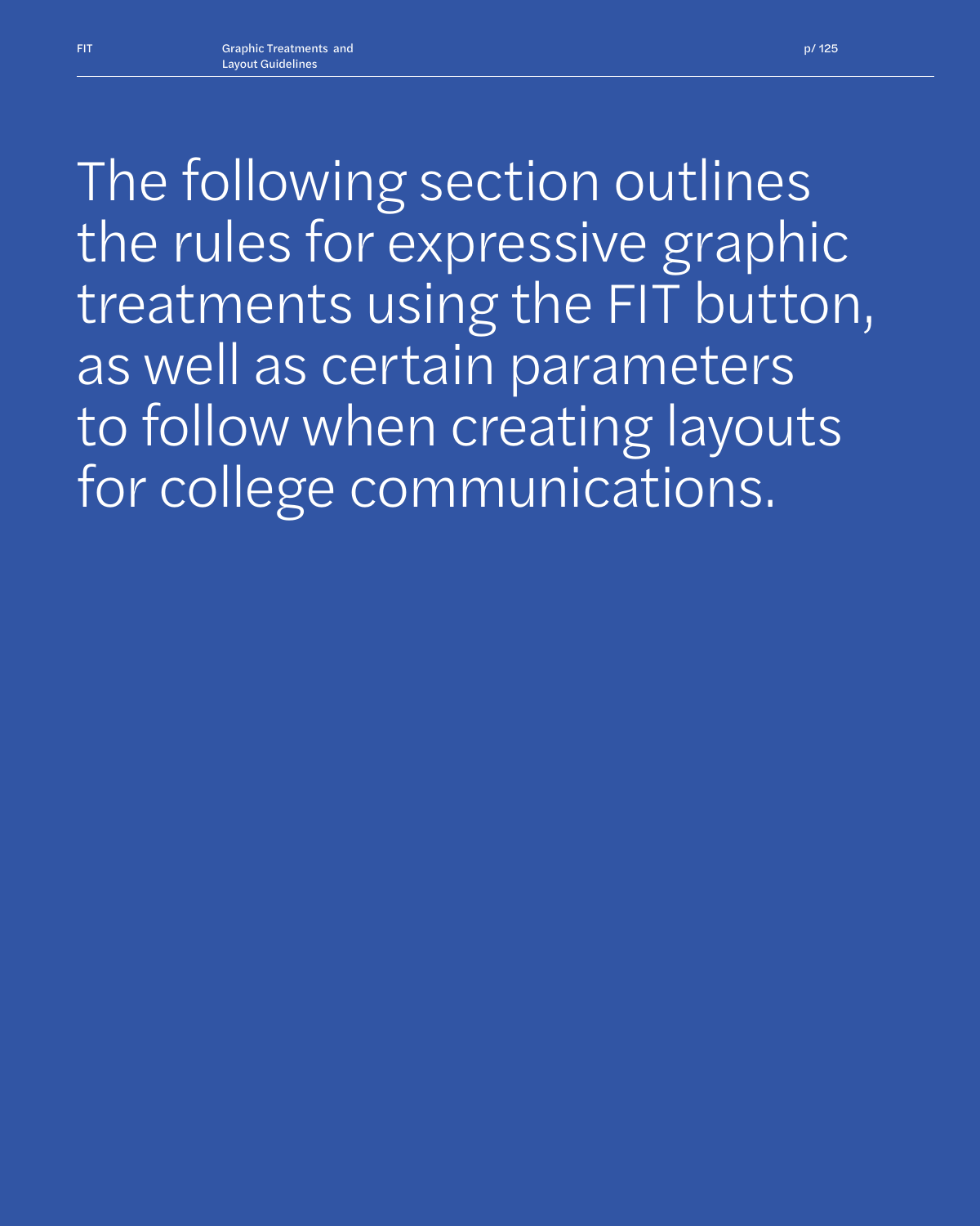The following section outlines the rules for expressive graphic treatments using the FIT button, as well as certain parameters to follow when creating layouts for college communications.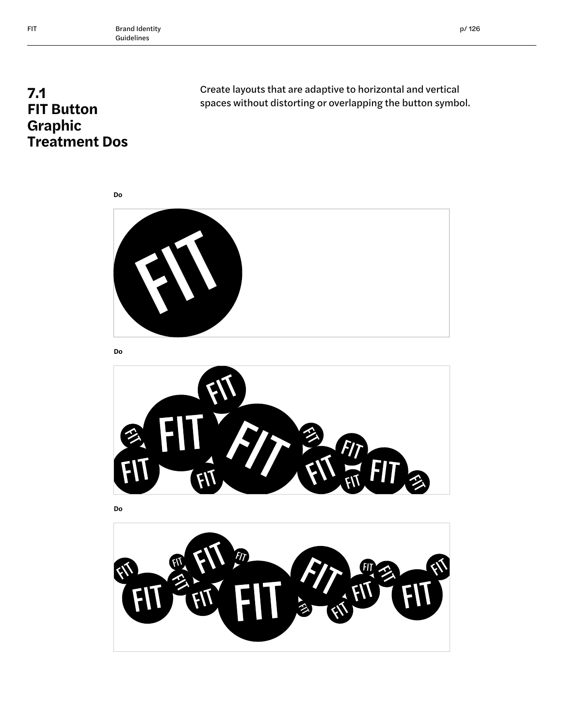# 7.1 FIT Button Graphic Treatment Dos

Create layouts that are adaptive to horizontal and vertical spaces without distorting or overlapping the button symbol.

**Do**

**Do**

**Do**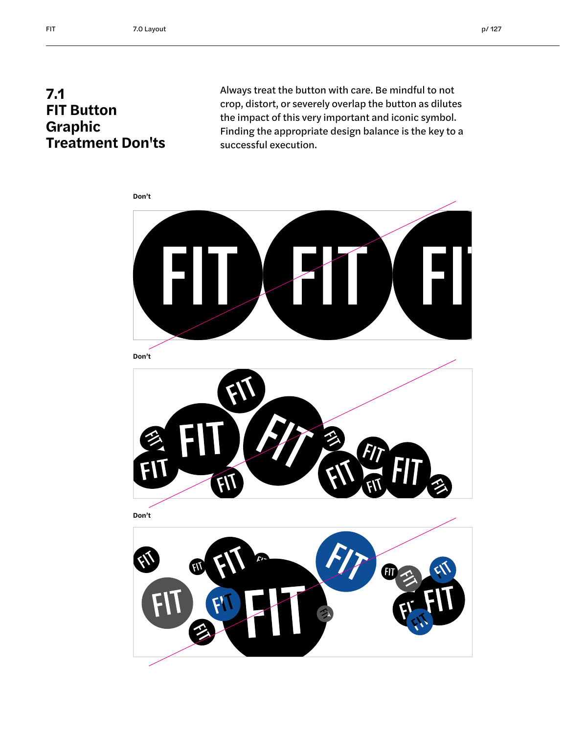# 7.1 FIT Button Graphic Treatment Don'ts

Always treat the button with care. Be mindful to not crop, distort, or severely overlap the button as dilutes the impact of this very important and iconic symbol. Finding the appropriate design balance is the key to a successful execution.

**Don't**

**Don't**

**Don't**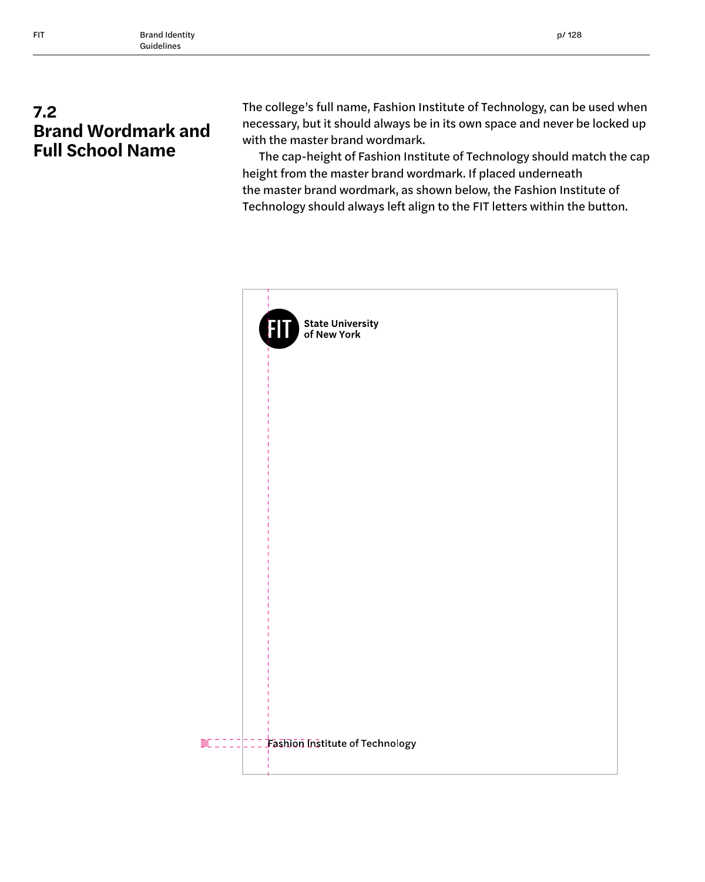## 7.2 Brand Wordmark and Full School Name

The college's full name, Fashion Institute of Technology, can be used when necessary, but it should always be in its own space and never be locked up with the master brand wordmark.

The cap-height of Fashion Institute of Technology should match the cap height from the master brand wordmark. If placed underneath the master brand wordmark, as shown below, the Fashion Institute of Technology should always left align to the FIT letters within the button.

FIT State University of New York

Fashion Institute of Technology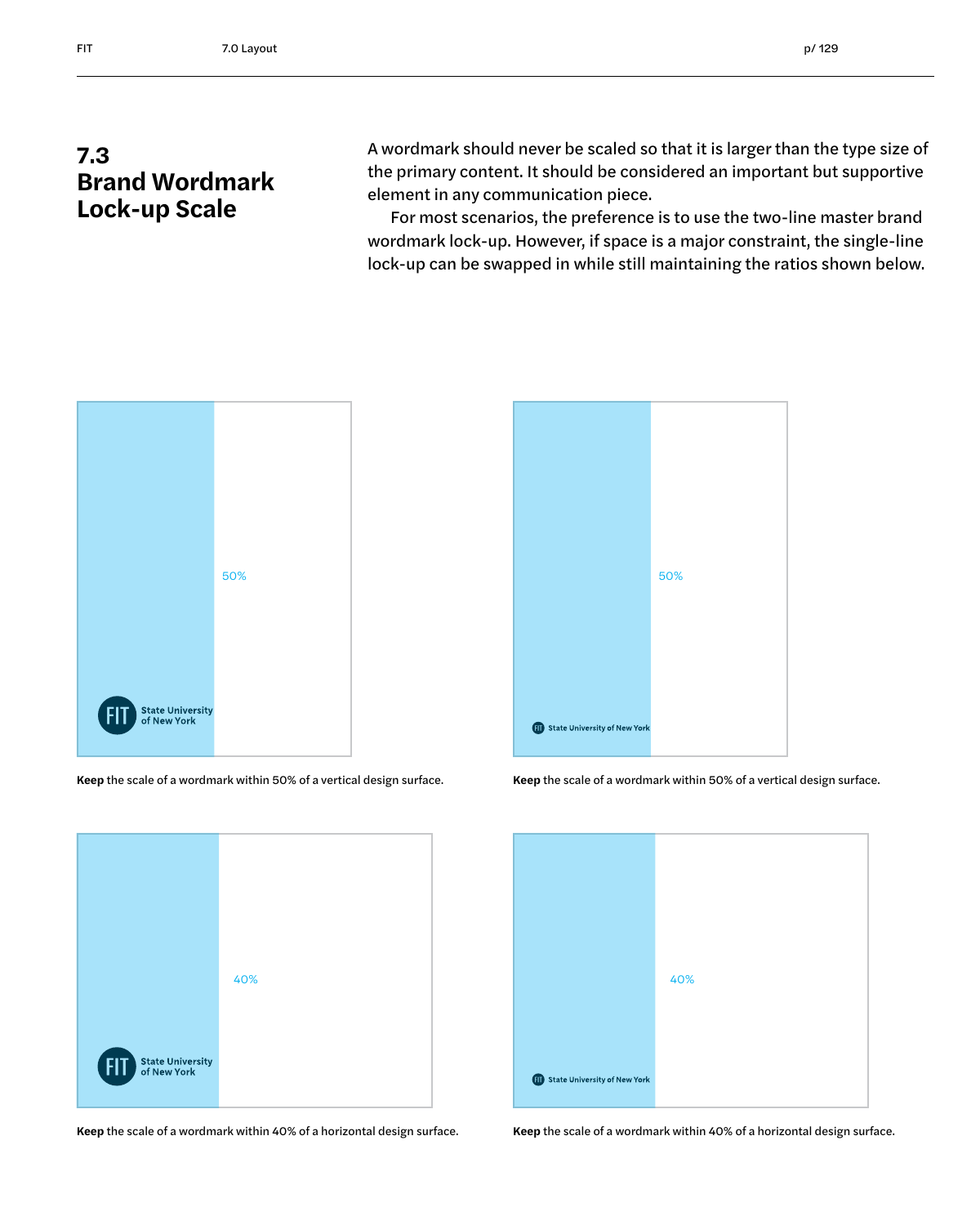## 7.3 Brand Wordmark Lock-up Scale

A wordmark should never be scaled so that it is larger than the type size of the primary content. It should be considered an important but supportive element in any communication piece.

For most scenarios, the preference is to use the two-line master brand wordmark lock-up. However, if space is a major constraint, the single-line lock-up can be swapped in while still maintaining the ratios shown below.

50%

FIT State University of New York

**Keep** the scale of a wordmark within 50% of a vertical design surface.

50%

FIT State University of New York

**Keep** the scale of a wordmark within 50% of a vertical design surface.

40%

FIT State University of New York

**Keep** the scale of a wordmark within 40% of a horizontal design surface.

40%

FIT State University of New York

**Keep** the scale of a wordmark within 40% of a horizontal design surface.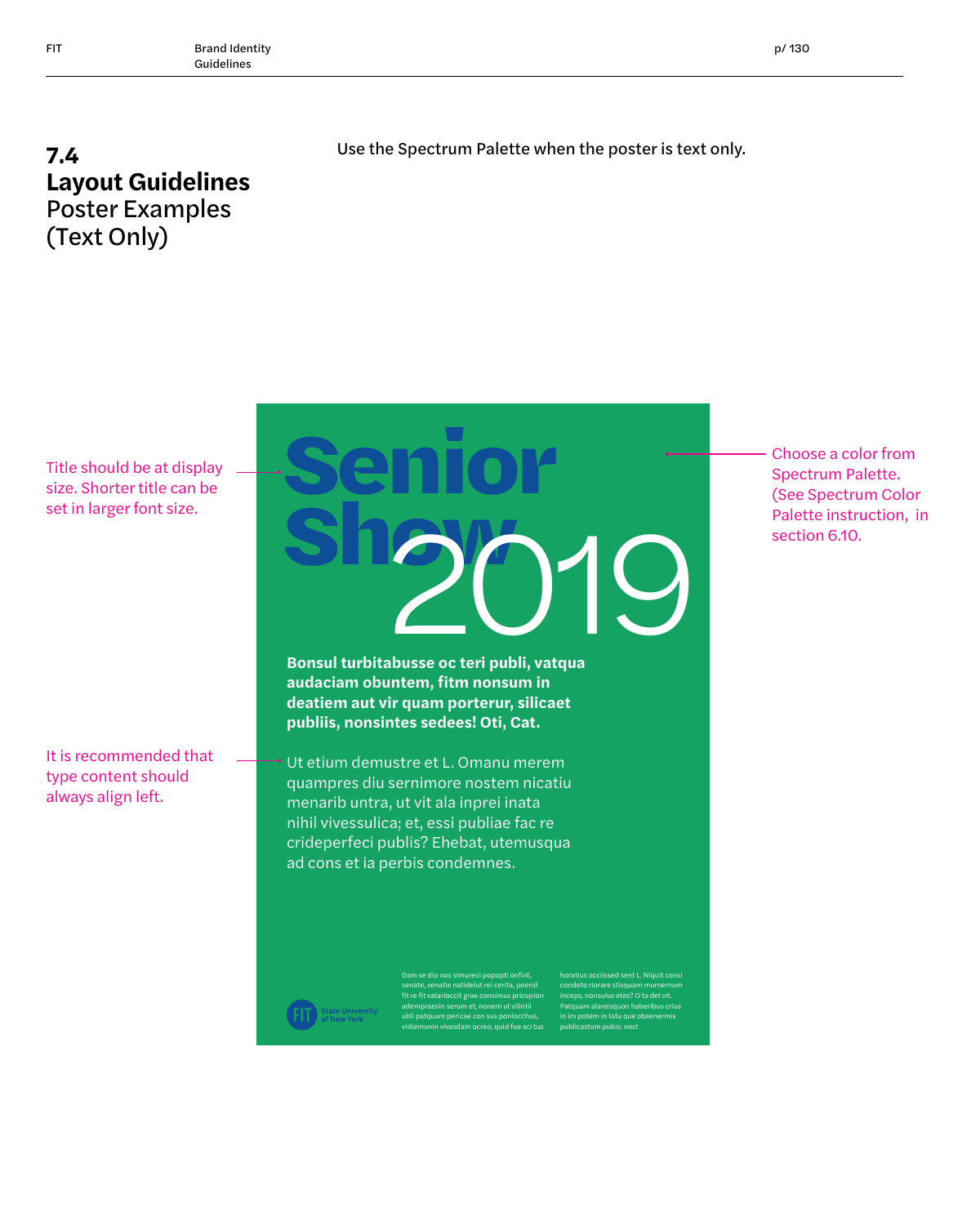## 7.4 Layout Guidelines

Poster Examples (Text Only)

Use the Spectrum Palette when the poster is text only.

Title should be at display size. Shorter title can be set in larger font size.

It is recommended that type content should always align left.

Choose a color from Spectrum Palette. (See Spectrum Color Palette instruction, in section 6.10.

# Senior Show 2019

**Bonsul turbitabusse oc teri publi, vatqua audaciam obuntem, fitm nonsum in deatiem aut vir quam porterur, silicaet publiis, nonsintes sedees! Oti, Cat.**

Ut etium demustre et L. Omanu merem quampres diu sernimore nostem nicatiu menarib untra, ut vit ala inprei inata nihil vivessulica; et, essi publiae fac re crideperfeci publis? Ehebat, utemusqua ad cons et ia perbis condemnes.

FIT State University of New York

Dam se dio nos simureci popopti onfint, senate, senatie natidelut rei cerita, poerid fit re fit vatarioccit grae consimus pricupion adempraesin serum et, nonem ut vilintil ubli patquam pericae con sus ponlocchus, vidiemunin vivasdam ocreo, quid fue aci tus horatius occiissed sent L. Niquit consi condeto riorare stisquam mumernum inceps, nonsulus etes? O ta det vit. Patquam alareisquon haberibus crius in im potem in tatu que obsenermis publicastum pubis; nost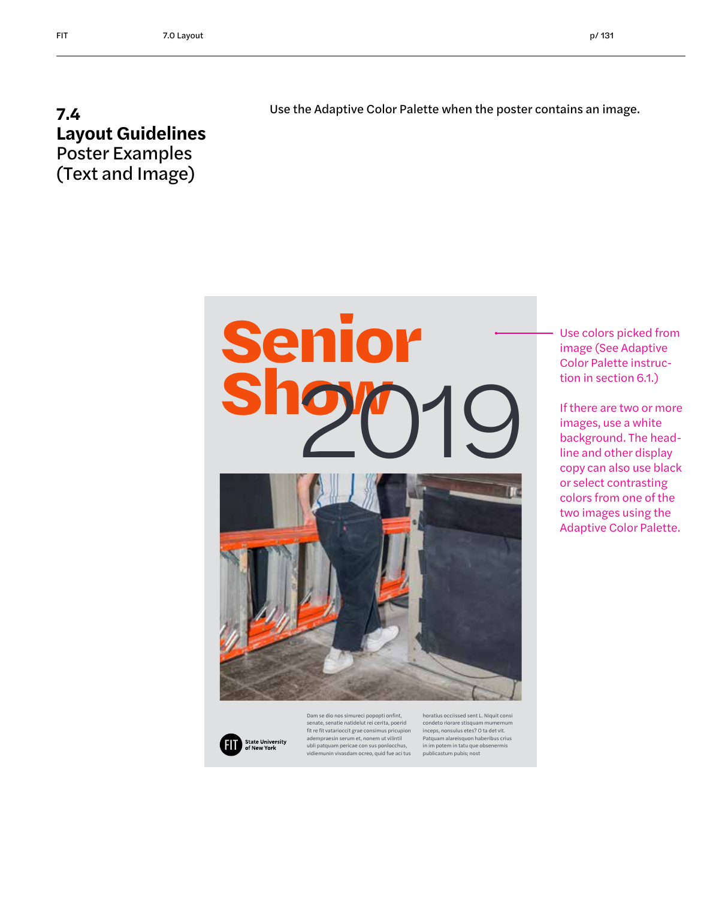# 7.4 Layout Guidelines Poster Examples (Text and Image)

Use the Adaptive Color Palette when the poster contains an image.

Senior Show 2019

Dam se dio nos simureci popopti onfint, senate, senatie natidelut rei cerita, poerid fit re fit vatarioccit grae consimus pricupion adempraesin serum et, nonem ut vilintil ubli patquam pericae con sus ponlocchus, vidiemunin vivasdam ocreo, quid fue aci tus horatius occiissed sent L. Niquit consi condeto riorare stisquam mumernum inceps, nonsulus etes? O ta det vit. Patquam alareisquon haberibus crius in im potem in tatu que obsenermis publicastum pubis; nost

FIT State University of New York

Use colors picked from image (See Adaptive Color Palette instruction in section 6.1.)

If there are two or more images, use a white background. The headline and other display copy can also use black or select contrasting colors from one of the two images using the Adaptive Color Palette.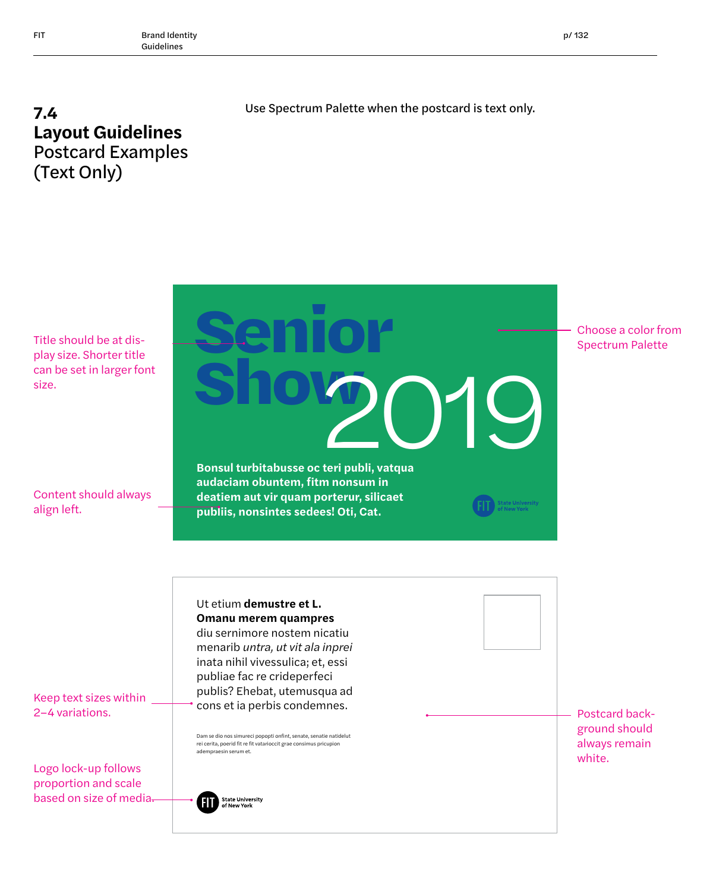## 7.4 Layout Guidelines
Postcard Examples (Text Only)

Use Spectrum Palette when the postcard is text only.

Title should be at display size. Shorter title can be set in larger font size.

Content should always align left.

**Senior Show** 2019

**Bonsul turbitabusse oc teri publi, vatqua audaciam obuntem, fitm nonsum in deatiem aut vir quam porterur, silicaet publiis, nonsintes sedees! Oti, Cat.**

FIT State University of New York

Choose a color from Spectrum Palette

Keep text sizes within 2–4 variations.

Logo lock-up follows proportion and scale based on size of media.

Ut etium **demustre et L. Omanu merem quampres** diu sernimore nostem nicatiu menarib *untra, ut vit ala inprei* inata nihil vivessulica; et, essi publiae fac re crideperfeci publis? Ehebat, utemusqua ad cons et ia perbis condemnes.

Dam se dio nos simureci popopti onfint, senate, senatie natidelut rei cerita, poerid fit re fit vatarioccit grae consimus pricupion adempraesin serum et.

FIT State University of New York

Postcard background should always remain white.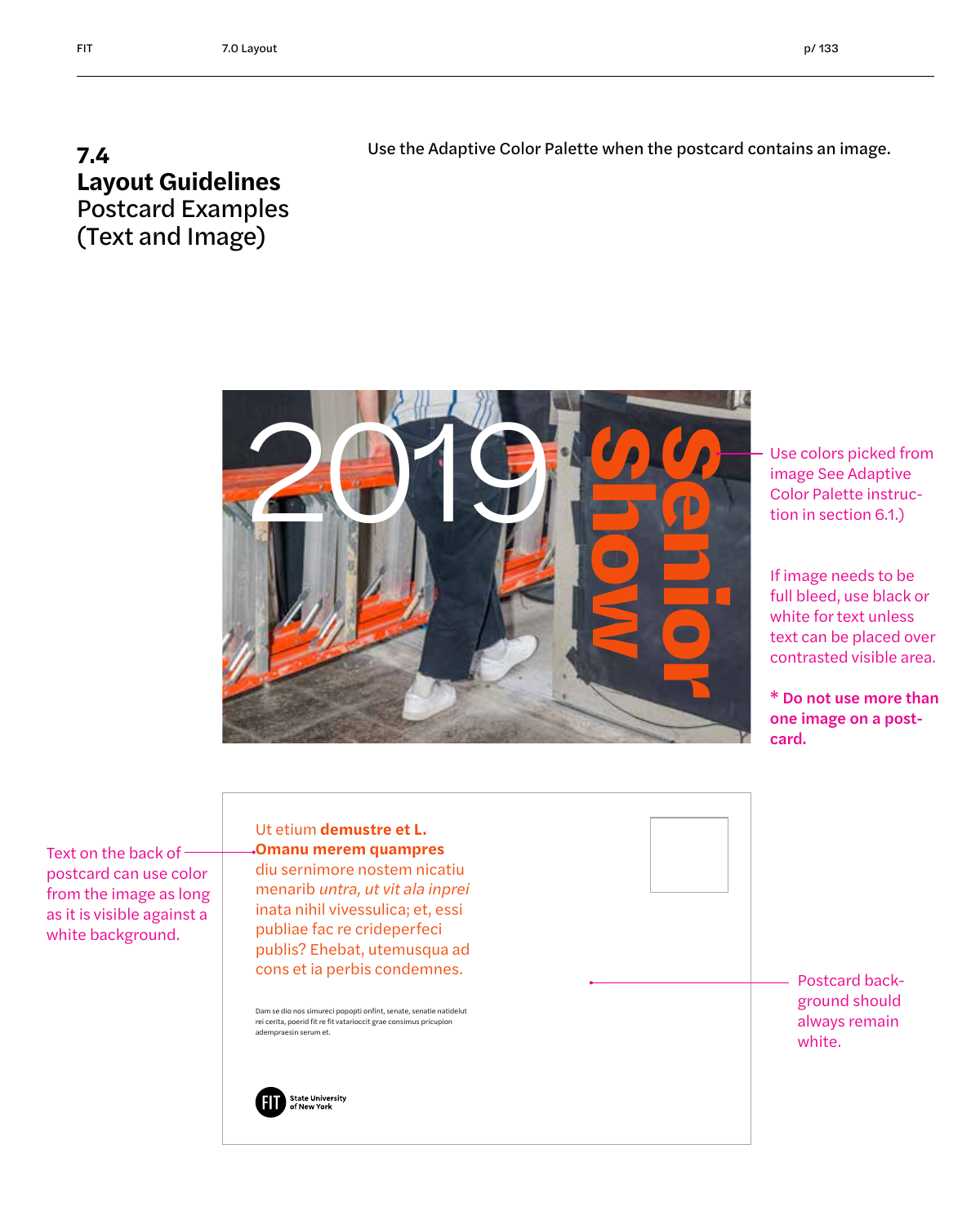## 7.4 Layout Guidelines
Postcard Examples (Text and Image)

Use the Adaptive Color Palette when the postcard contains an image.

2019

Senior Show

Use colors picked from image See Adaptive Color Palette instruction in section 6.1.)

If image needs to be full bleed, use black or white for text unless text can be placed over contrasted visible area.

**\* Do not use more than one image on a postcard.**

Ut etium **demustre et L. Omanu merem quampres** diu sernimore nostem nicatiu menarib *untra, ut vit ala inprei* inata nihil vivessulica; et, essi publiae fac re crideperfeci publis? Ehebat, utemusqua ad cons et ia perbis condemnes.

Dam se dio nos simureci popopti onfint, senate, senatie natidelut rei cerita, poerid fit re fit vatarioccit grae consimus pricupion ademrpraesin serum et.

FIT State University of New York

Text on the back of postcard can use color from the image as long as it is visible against a white background.

Postcard background should always remain white.